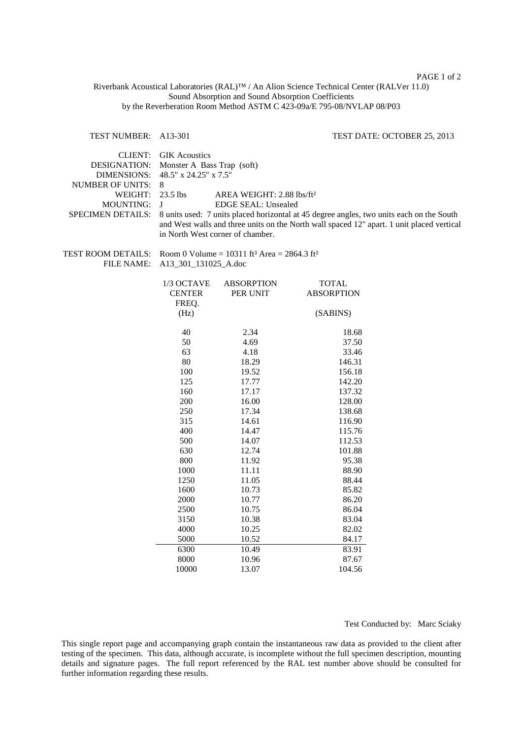Riverbank Acoustical Laboratories (RAL)™ / An Alion Science Technical Center (RALVer 11.0)
Sound Absorption and Sound Absorption Coefficients
by the Reverberation Room Method ASTM C 423-09a/E 795-08/NVLAP 08/P03

TEST NUMBER: A13-301 TEST DATE: OCTOBER 25, 2013

CLIENT: GIK Acoustics
DESIGNATION: Monster A Bass Trap (soft)
DIMENSIONS: 48.5" x 24.25" x 7.5"
NUMBER OF UNITS: 8
WEIGHT: 23.5 lbs AREA WEIGHT: 2.88 lbs/ft²
MOUNTING: J EDGE SEAL: Unsealed
SPECIMEN DETAILS: 8 units used: 7 units placed horizontal at 45 degree angles, two units each on the South and West walls and three units on the North wall spaced 12" apart. 1 unit placed vertical in North West corner of chamber.

TEST ROOM DETAILS: Room 0 Volume = 10311 ft³ Area = 2864.3 ft²
FILE NAME: A13_301_131025_A.doc

| 1/3 OCTAVE CENTER FREQ. (Hz) | ABSORPTION PER UNIT | TOTAL ABSORPTION (SABINS) |
|---|---|---|
| 40 | 2.34 | 18.68 |
| 50 | 4.69 | 37.50 |
| 63 | 4.18 | 33.46 |
| 80 | 18.29 | 146.31 |
| 100 | 19.52 | 156.18 |
| 125 | 17.77 | 142.20 |
| 160 | 17.17 | 137.32 |
| 200 | 16.00 | 128.00 |
| 250 | 17.34 | 138.68 |
| 315 | 14.61 | 116.90 |
| 400 | 14.47 | 115.76 |
| 500 | 14.07 | 112.53 |
| 630 | 12.74 | 101.88 |
| 800 | 11.92 | 95.38 |
| 1000 | 11.11 | 88.90 |
| 1250 | 11.05 | 88.44 |
| 1600 | 10.73 | 85.82 |
| 2000 | 10.77 | 86.20 |
| 2500 | 10.75 | 86.04 |
| 3150 | 10.38 | 83.04 |
| 4000 | 10.25 | 82.02 |
| 5000 | 10.52 | 84.17 |
| 6300 | 10.49 | 83.91 |
| 8000 | 10.96 | 87.67 |
| 10000 | 13.07 | 104.56 |

Test Conducted by: Marc Sciaky

This single report page and accompanying graph contain the instantaneous raw data as provided to the client after testing of the specimen. This data, although accurate, is incomplete without the full specimen description, mounting details and signature pages. The full report referenced by the RAL test number above should be consulted for further information regarding these results.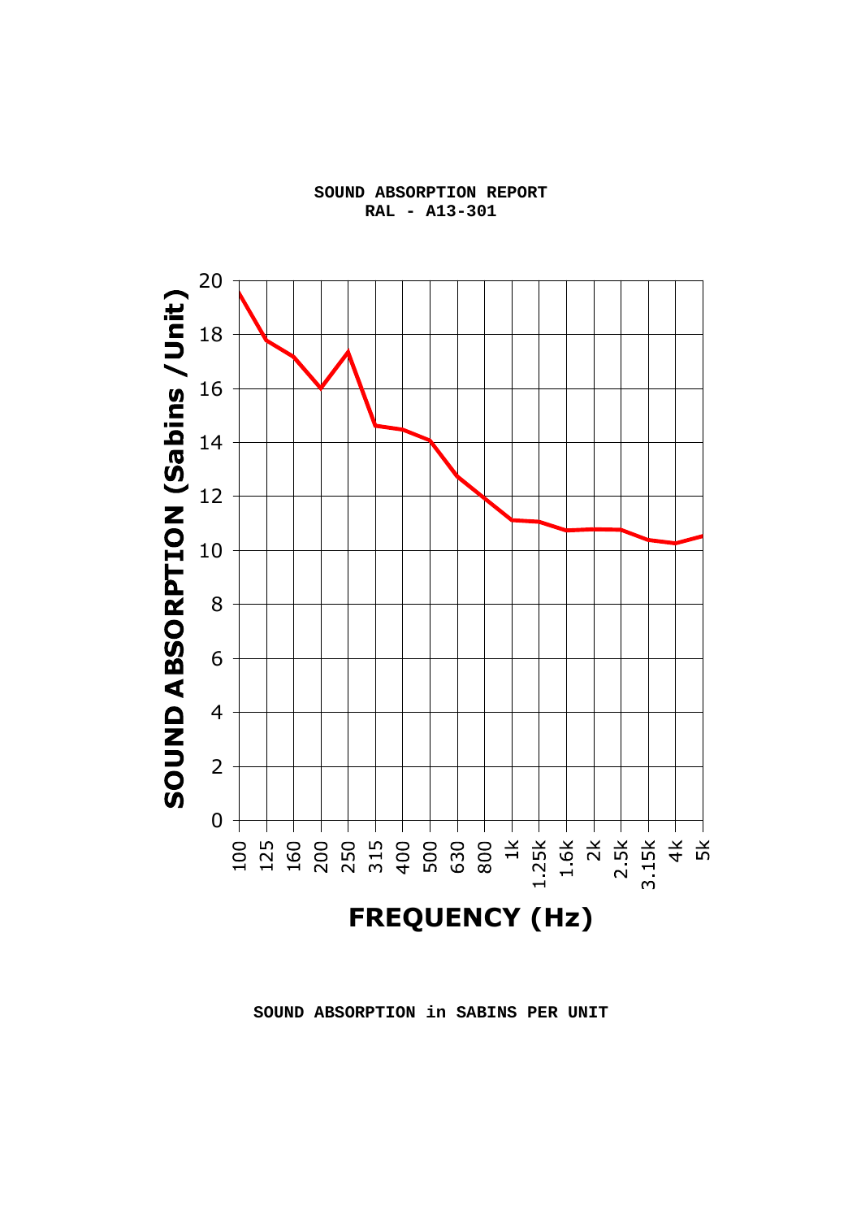**SOUND ABSORPTION REPORT**
**RAL - A13-301**

SOUND ABSORPTION (Sabins /Unit)

20
18
16
14
12
10
8
6
4
2
0

100 125 160 200 250 315 400 500 630 800 1k 1.25k 1.6k 2k 2.5k 3.15k 4k 5k

**FREQUENCY (Hz)**

**SOUND ABSORPTION in SABINS PER UNIT**